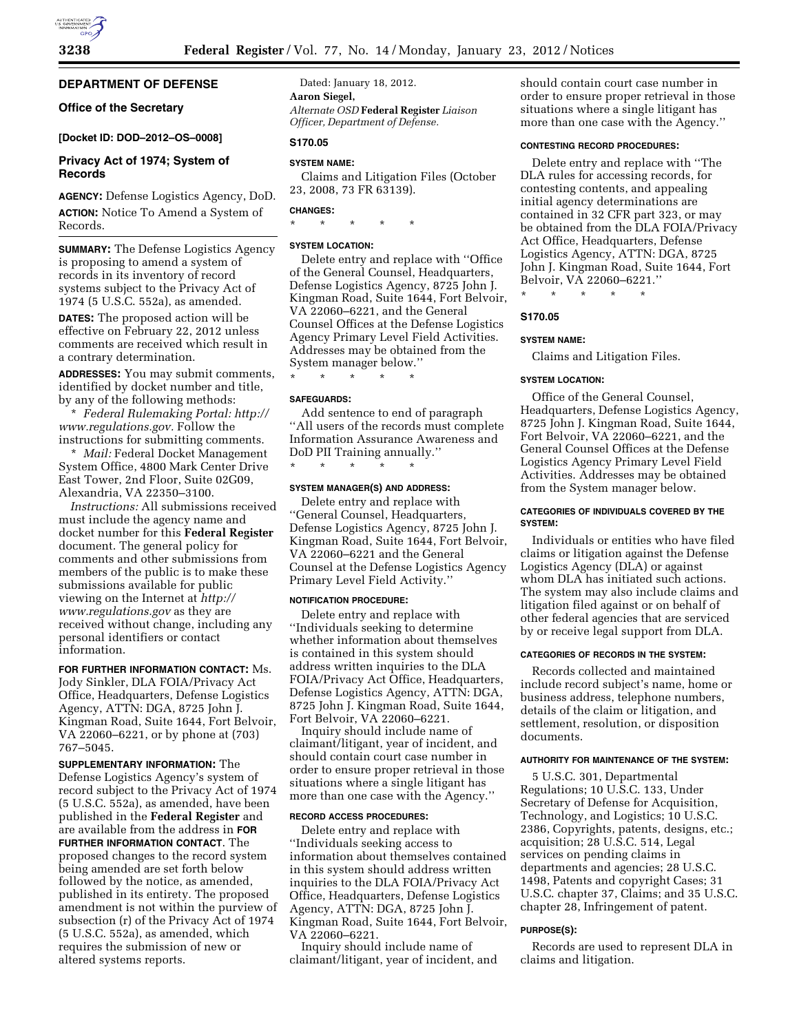## DEPARTMENT OF DEFENSE

### Office of the Secretary

**[Docket ID: DOD–2012–OS–0008]**

### Privacy Act of 1974; System of Records

**AGENCY:** Defense Logistics Agency, DoD.

**ACTION:** Notice To Amend a System of Records.

**SUMMARY:** The Defense Logistics Agency is proposing to amend a system of records in its inventory of record systems subject to the Privacy Act of 1974 (5 U.S.C. 552a), as amended.

**DATES:** The proposed action will be effective on February 22, 2012 unless comments are received which result in a contrary determination.

**ADDRESSES:** You may submit comments, identified by docket number and title, by any of the following methods:

* *Federal Rulemaking Portal: http://www.regulations.gov.* Follow the instructions for submitting comments.

* *Mail:* Federal Docket Management System Office, 4800 Mark Center Drive East Tower, 2nd Floor, Suite 02G09, Alexandria, VA 22350–3100.

*Instructions:* All submissions received must include the agency name and docket number for this **Federal Register** document. The general policy for comments and other submissions from members of the public is to make these submissions available for public viewing on the Internet at *http://www.regulations.gov* as they are received without change, including any personal identifiers or contact information.

**FOR FURTHER INFORMATION CONTACT:** Ms. Jody Sinkler, DLA FOIA/Privacy Act Office, Headquarters, Defense Logistics Agency, ATTN: DGA, 8725 John J. Kingman Road, Suite 1644, Fort Belvoir, VA 22060–6221, or by phone at (703) 767–5045.

**SUPPLEMENTARY INFORMATION:** The Defense Logistics Agency's system of record subject to the Privacy Act of 1974 (5 U.S.C. 552a), as amended, have been published in the **Federal Register** and are available from the address in **FOR FURTHER INFORMATION CONTACT**. The proposed changes to the record system being amended are set forth below followed by the notice, as amended, published in its entirety. The proposed amendment is not within the purview of subsection (r) of the Privacy Act of 1974 (5 U.S.C. 552a), as amended, which requires the submission of new or altered systems reports.

Dated: January 18, 2012.

**Aaron Siegel,**

*Alternate OSD* **Federal Register** *Liaison Officer, Department of Defense.*

**S170.05**

**SYSTEM NAME:**

Claims and Litigation Files (October 23, 2008, 73 FR 63139).

**CHANGES:**

\*  \*  \*  \*  \*

**SYSTEM LOCATION:**

Delete entry and replace with ''Office of the General Counsel, Headquarters, Defense Logistics Agency, 8725 John J. Kingman Road, Suite 1644, Fort Belvoir, VA 22060–6221, and the General Counsel Offices at the Defense Logistics Agency Primary Level Field Activities. Addresses may be obtained from the System manager below.''

\*  \*  \*  \*  \*

**SAFEGUARDS:**

Add sentence to end of paragraph ''All users of the records must complete Information Assurance Awareness and DoD PII Training annually.''

\*  \*  \*  \*  \*

**SYSTEM MANAGER(S) AND ADDRESS:**

Delete entry and replace with ''General Counsel, Headquarters, Defense Logistics Agency, 8725 John J. Kingman Road, Suite 1644, Fort Belvoir, VA 22060–6221 and the General Counsel at the Defense Logistics Agency Primary Level Field Activity.''

**NOTIFICATION PROCEDURE:**

Delete entry and replace with ''Individuals seeking to determine whether information about themselves is contained in this system should address written inquiries to the DLA FOIA/Privacy Act Office, Headquarters, Defense Logistics Agency, ATTN: DGA, 8725 John J. Kingman Road, Suite 1644, Fort Belvoir, VA 22060–6221.

Inquiry should include name of claimant/litigant, year of incident, and should contain court case number in order to ensure proper retrieval in those situations where a single litigant has more than one case with the Agency.''

**RECORD ACCESS PROCEDURES:**

Delete entry and replace with ''Individuals seeking access to information about themselves contained in this system should address written inquiries to the DLA FOIA/Privacy Act Office, Headquarters, Defense Logistics Agency, ATTN: DGA, 8725 John J. Kingman Road, Suite 1644, Fort Belvoir, VA 22060–6221.

Inquiry should include name of claimant/litigant, year of incident, and should contain court case number in order to ensure proper retrieval in those situations where a single litigant has more than one case with the Agency.''

**CONTESTING RECORD PROCEDURES:**

Delete entry and replace with ''The DLA rules for accessing records, for contesting contents, and appealing initial agency determinations are contained in 32 CFR part 323, or may be obtained from the DLA FOIA/Privacy Act Office, Headquarters, Defense Logistics Agency, ATTN: DGA, 8725 John J. Kingman Road, Suite 1644, Fort Belvoir, VA 22060–6221.''

\*  \*  \*  \*  \*

**S170.05**

**SYSTEM NAME:**

Claims and Litigation Files.

**SYSTEM LOCATION:**

Office of the General Counsel, Headquarters, Defense Logistics Agency, 8725 John J. Kingman Road, Suite 1644, Fort Belvoir, VA 22060–6221, and the General Counsel Offices at the Defense Logistics Agency Primary Level Field Activities. Addresses may be obtained from the System manager below.

**CATEGORIES OF INDIVIDUALS COVERED BY THE SYSTEM:**

Individuals or entities who have filed claims or litigation against the Defense Logistics Agency (DLA) or against whom DLA has initiated such actions. The system may also include claims and litigation filed against or on behalf of other federal agencies that are serviced by or receive legal support from DLA.

**CATEGORIES OF RECORDS IN THE SYSTEM:**

Records collected and maintained include record subject's name, home or business address, telephone numbers, details of the claim or litigation, and settlement, resolution, or disposition documents.

**AUTHORITY FOR MAINTENANCE OF THE SYSTEM:**

5 U.S.C. 301, Departmental Regulations; 10 U.S.C. 133, Under Secretary of Defense for Acquisition, Technology, and Logistics; 10 U.S.C. 2386, Copyrights, patents, designs, etc.; acquisition; 28 U.S.C. 514, Legal services on pending claims in departments and agencies; 28 U.S.C. 1498, Patents and copyright Cases; 31 U.S.C. chapter 37, Claims; and 35 U.S.C. chapter 28, Infringement of patent.

**PURPOSE(S):**

Records are used to represent DLA in claims and litigation.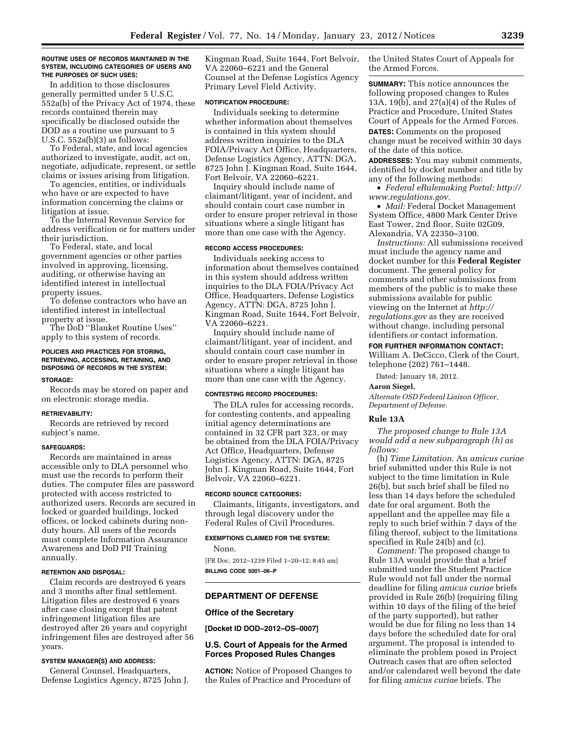**ROUTINE USES OF RECORDS MAINTAINED IN THE SYSTEM, INCLUDING CATEGORIES OF USERS AND THE PURPOSES OF SUCH USES:**

In addition to those disclosures generally permitted under 5 U.S.C. 552a(b) of the Privacy Act of 1974, these records contained therein may specifically be disclosed outside the DOD as a routine use pursuant to 5 U.S.C. 552a(b)(3) as follows:

To Federal, state, and local agencies authorized to investigate, audit, act on, negotiate, adjudicate, represent, or settle claims or issues arising from litigation.

To agencies, entities, or individuals who have or are expected to have information concerning the claims or litigation at issue.

To the Internal Revenue Service for address verification or for matters under their jurisdiction.

To Federal, state, and local government agencies or other parties involved in approving, licensing, auditing, or otherwise having an identified interest in intellectual property issues.

To defense contractors who have an identified interest in intellectual property at issue.

The DoD ''Blanket Routine Uses'' apply to this system of records.

**POLICIES AND PRACTICES FOR STORING, RETRIEVING, ACCESSING, RETAINING, AND DISPOSING OF RECORDS IN THE SYSTEM:**

**STORAGE:**

Records may be stored on paper and on electronic storage media.

**RETRIEVABILITY:**

Records are retrieved by record subject's name.

**SAFEGUARDS:**

Records are maintained in areas accessible only to DLA personnel who must use the records to perform their duties. The computer files are password protected with access restricted to authorized users. Records are secured in locked or guarded buildings, locked offices, or locked cabinets during non-duty hours. All users of the records must complete Information Assurance Awareness and DoD PII Training annually.

**RETENTION AND DISPOSAL:**

Claim records are destroyed 6 years and 3 months after final settlement. Litigation files are destroyed 6 years after case closing except that patent infringement litigation files are destroyed after 26 years and copyright infringement files are destroyed after 56 years.

**SYSTEM MANAGER(S) AND ADDRESS:**

General Counsel, Headquarters, Defense Logistics Agency, 8725 John J. Kingman Road, Suite 1644, Fort Belvoir, VA 22060–6221 and the General Counsel at the Defense Logistics Agency Primary Level Field Activity.

**NOTIFICATION PROCEDURE:**

Individuals seeking to determine whether information about themselves is contained in this system should address written inquiries to the DLA FOIA/Privacy Act Office, Headquarters, Defense Logistics Agency, ATTN: DGA, 8725 John J. Kingman Road, Suite 1644, Fort Belvoir, VA 22060–6221.

Inquiry should include name of claimant/litigant, year of incident, and should contain court case number in order to ensure proper retrieval in those situations where a single litigant has more than one case with the Agency.

**RECORD ACCESS PROCEDURES:**

Individuals seeking access to information about themselves contained in this system should address written inquiries to the DLA FOIA/Privacy Act Office, Headquarters, Defense Logistics Agency, ATTN: DGA, 8725 John J. Kingman Road, Suite 1644, Fort Belvoir, VA 22060–6221.

Inquiry should include name of claimant/litigant, year of incident, and should contain court case number in order to ensure proper retrieval in those situations where a single litigant has more than one case with the Agency.

**CONTESTING RECORD PROCEDURES:**

The DLA rules for accessing records, for contesting contents, and appealing initial agency determinations are contained in 32 CFR part 323, or may be obtained from the DLA FOIA/Privacy Act Office, Headquarters, Defense Logistics Agency, ATTN: DGA, 8725 John J. Kingman Road, Suite 1644, Fort Belvoir, VA 22060–6221.

**RECORD SOURCE CATEGORIES:**

Claimants, litigants, investigators, and through legal discovery under the Federal Rules of Civil Procedures.

**EXEMPTIONS CLAIMED FOR THE SYSTEM:**

None.

[FR Doc. 2012–1239 Filed 1–20–12; 8:45 am]

**BILLING CODE 5001–06–P**

---

## DEPARTMENT OF DEFENSE

### Office of the Secretary

**[Docket ID DOD–2012–OS–0007]**

### U.S. Court of Appeals for the Armed Forces Proposed Rules Changes

**ACTION:** Notice of Proposed Changes to the Rules of Practice and Procedure of the United States Court of Appeals for the Armed Forces.

---

**SUMMARY:** This notice announces the following proposed changes to Rules 13A, 19(b), and 27(a)(4) of the Rules of Practice and Procedure, United States Court of Appeals for the Armed Forces.

**DATES:** Comments on the proposed change must be received within 30 days of the date of this notice.

**ADDRESSES:** You may submit comments, identified by docket number and title by any of the following methods:

- *Federal eRulemaking Portal: http://www.regulations.gov.*
- *Mail:* Federal Docket Management System Office, 4800 Mark Center Drive East Tower, 2nd floor, Suite 02G09, Alexandria, VA 22350–3100.

*Instructions:* All submissions received must include the agency name and docket number for this **Federal Register** document. The general policy for comments and other submissions from members of the public is to make these submissions available for public viewing on the Internet at *http://regulations.gov* as they are received without change, including personal identifiers or contact information.

**FOR FURTHER INFORMATION CONTACT:** William A. DeCicco, Clerk of the Court, telephone (202) 761–1448.

Dated: January 18, 2012.

**Aaron Siegel,**

*Alternate OSD Federal Liaison Officer, Department of Defense.*

### Rule 13A

*The proposed change to Rule 13A would add a new subparagraph (h) as follows:*

(h) *Time Limitation.* An *amicus curiae* brief submitted under this Rule is not subject to the time limitation in Rule 26(b), but such brief shall be filed no less than 14 days before the scheduled date for oral argument. Both the appellant and the appellee may file a reply to such brief within 7 days of the filing thereof, subject to the limitations specified in Rule 24(b) and (c).

*Comment:* The proposed change to Rule 13A would provide that a brief submitted under the Student Practice Rule would not fall under the normal deadline for filing *amicus curiae* briefs provided in Rule 26(b) (requiring filing within 10 days of the filing of the brief of the party supported), but rather would be due for filing no less than 14 days before the scheduled date for oral argument. The proposal is intended to eliminate the problem posed in Project Outreach cases that are often selected and/or calendared well beyond the date for filing *amicus curiae* briefs. The